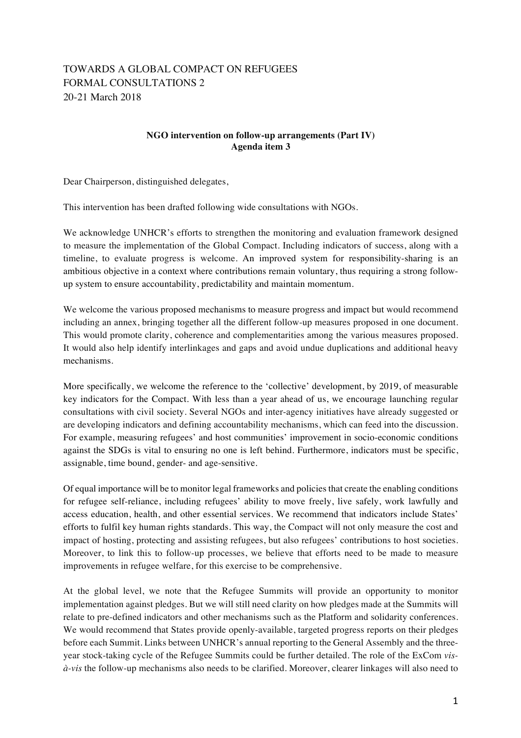TOWARDS A GLOBAL COMPACT ON REFUGEES
FORMAL CONSULTATIONS 2
20-21 March 2018

**NGO intervention on follow-up arrangements (Part IV)**
**Agenda item 3**

Dear Chairperson, distinguished delegates,

This intervention has been drafted following wide consultations with NGOs.

We acknowledge UNHCR's efforts to strengthen the monitoring and evaluation framework designed to measure the implementation of the Global Compact. Including indicators of success, along with a timeline, to evaluate progress is welcome. An improved system for responsibility-sharing is an ambitious objective in a context where contributions remain voluntary, thus requiring a strong follow-up system to ensure accountability, predictability and maintain momentum.

We welcome the various proposed mechanisms to measure progress and impact but would recommend including an annex, bringing together all the different follow-up measures proposed in one document. This would promote clarity, coherence and complementarities among the various measures proposed. It would also help identify interlinkages and gaps and avoid undue duplications and additional heavy mechanisms.

More specifically, we welcome the reference to the 'collective' development, by 2019, of measurable key indicators for the Compact. With less than a year ahead of us, we encourage launching regular consultations with civil society. Several NGOs and inter-agency initiatives have already suggested or are developing indicators and defining accountability mechanisms, which can feed into the discussion. For example, measuring refugees' and host communities' improvement in socio-economic conditions against the SDGs is vital to ensuring no one is left behind. Furthermore, indicators must be specific, assignable, time bound, gender- and age-sensitive.

Of equal importance will be to monitor legal frameworks and policies that create the enabling conditions for refugee self-reliance, including refugees' ability to move freely, live safely, work lawfully and access education, health, and other essential services. We recommend that indicators include States' efforts to fulfil key human rights standards. This way, the Compact will not only measure the cost and impact of hosting, protecting and assisting refugees, but also refugees' contributions to host societies. Moreover, to link this to follow-up processes, we believe that efforts need to be made to measure improvements in refugee welfare, for this exercise to be comprehensive.

At the global level, we note that the Refugee Summits will provide an opportunity to monitor implementation against pledges. But we will still need clarity on how pledges made at the Summits will relate to pre-defined indicators and other mechanisms such as the Platform and solidarity conferences. We would recommend that States provide openly-available, targeted progress reports on their pledges before each Summit. Links between UNHCR's annual reporting to the General Assembly and the three-year stock-taking cycle of the Refugee Summits could be further detailed. The role of the ExCom *vis-à-vis* the follow-up mechanisms also needs to be clarified. Moreover, clearer linkages will also need to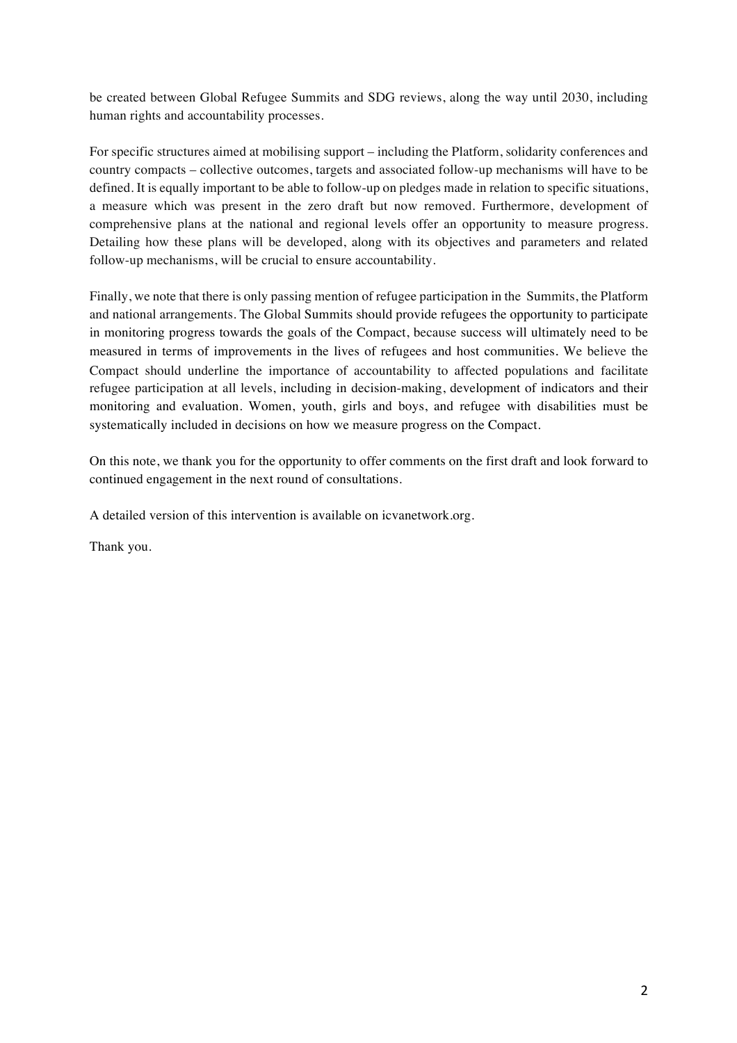be created between Global Refugee Summits and SDG reviews, along the way until 2030, including human rights and accountability processes.

For specific structures aimed at mobilising support – including the Platform, solidarity conferences and country compacts – collective outcomes, targets and associated follow-up mechanisms will have to be defined. It is equally important to be able to follow-up on pledges made in relation to specific situations, a measure which was present in the zero draft but now removed. Furthermore, development of comprehensive plans at the national and regional levels offer an opportunity to measure progress. Detailing how these plans will be developed, along with its objectives and parameters and related follow-up mechanisms, will be crucial to ensure accountability.

Finally, we note that there is only passing mention of refugee participation in the Summits, the Platform and national arrangements. The Global Summits should provide refugees the opportunity to participate in monitoring progress towards the goals of the Compact, because success will ultimately need to be measured in terms of improvements in the lives of refugees and host communities. We believe the Compact should underline the importance of accountability to affected populations and facilitate refugee participation at all levels, including in decision-making, development of indicators and their monitoring and evaluation. Women, youth, girls and boys, and refugee with disabilities must be systematically included in decisions on how we measure progress on the Compact.

On this note, we thank you for the opportunity to offer comments on the first draft and look forward to continued engagement in the next round of consultations.

A detailed version of this intervention is available on icvanetwork.org.

Thank you.